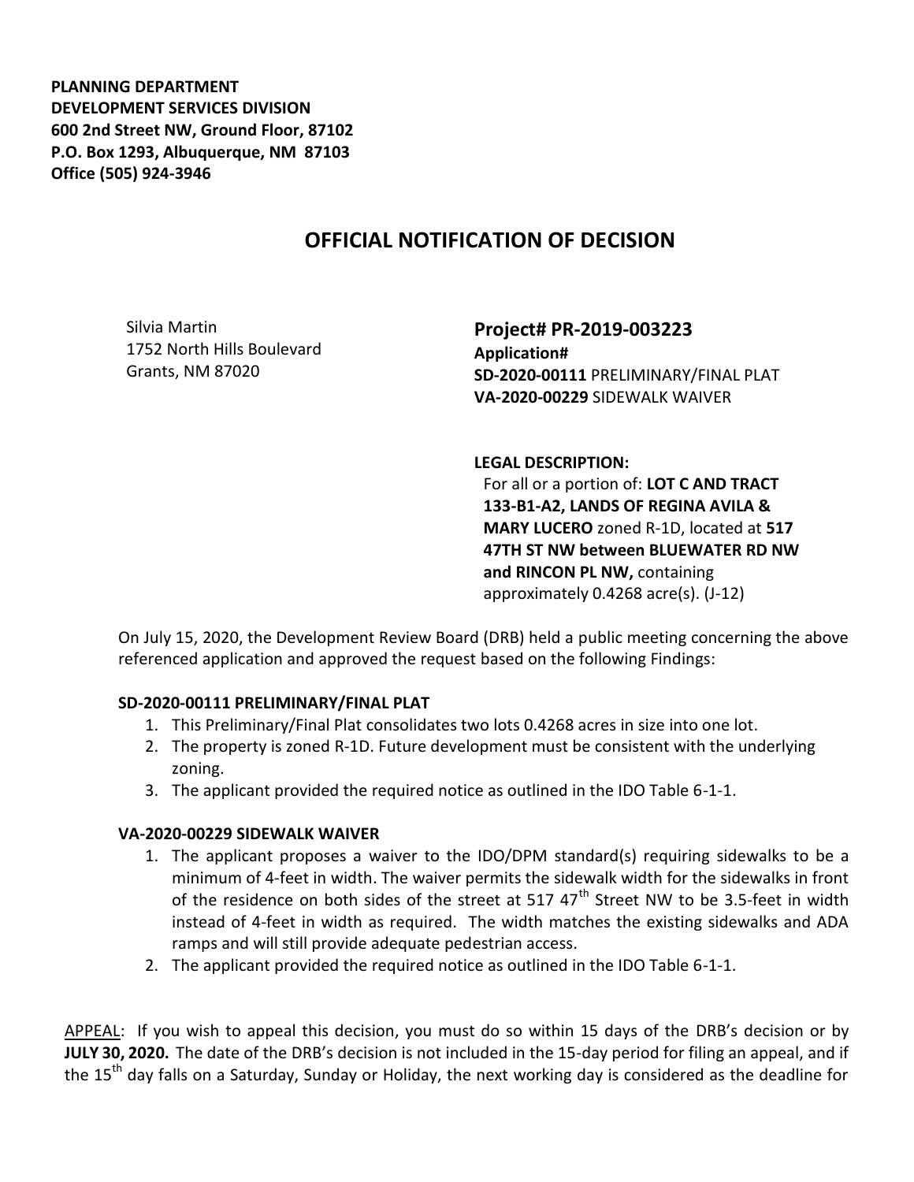**PLANNING DEPARTMENT**
**DEVELOPMENT SERVICES DIVISION**
**600 2nd Street NW, Ground Floor, 87102**
**P.O. Box 1293, Albuquerque, NM 87103**
**Office (505) 924-3946**

# OFFICIAL NOTIFICATION OF DECISION

Silvia Martin
1752 North Hills Boulevard
Grants, NM 87020

## Project# PR-2019-003223

**Application#**
**SD-2020-00111** PRELIMINARY/FINAL PLAT
**VA-2020-00229** SIDEWALK WAIVER

**LEGAL DESCRIPTION:**
For all or a portion of: **LOT C AND TRACT 133-B1-A2, LANDS OF REGINA AVILA & MARY LUCERO** zoned R-1D, located at **517 47TH ST NW between BLUEWATER RD NW and RINCON PL NW,** containing approximately 0.4268 acre(s). (J-12)

On July 15, 2020, the Development Review Board (DRB) held a public meeting concerning the above referenced application and approved the request based on the following Findings:

### SD-2020-00111 PRELIMINARY/FINAL PLAT

1. This Preliminary/Final Plat consolidates two lots 0.4268 acres in size into one lot.
2. The property is zoned R-1D. Future development must be consistent with the underlying zoning.
3. The applicant provided the required notice as outlined in the IDO Table 6-1-1.

### VA-2020-00229 SIDEWALK WAIVER

1. The applicant proposes a waiver to the IDO/DPM standard(s) requiring sidewalks to be a minimum of 4-feet in width. The waiver permits the sidewalk width for the sidewalks in front of the residence on both sides of the street at 517 47th Street NW to be 3.5-feet in width instead of 4-feet in width as required. The width matches the existing sidewalks and ADA ramps and will still provide adequate pedestrian access.
2. The applicant provided the required notice as outlined in the IDO Table 6-1-1.

APPEAL: If you wish to appeal this decision, you must do so within 15 days of the DRB's decision or by **JULY 30, 2020.** The date of the DRB's decision is not included in the 15-day period for filing an appeal, and if the 15th day falls on a Saturday, Sunday or Holiday, the next working day is considered as the deadline for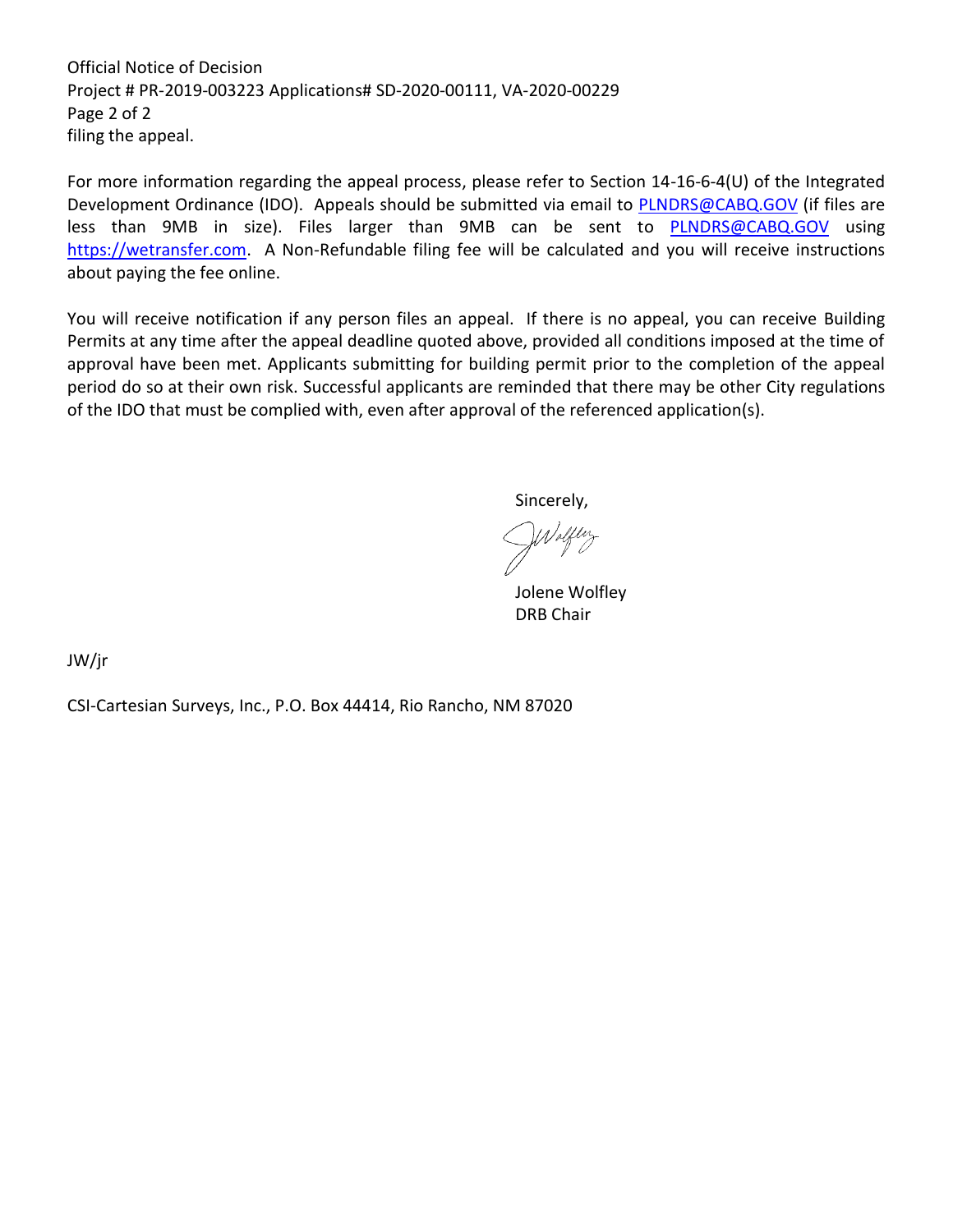filing the appeal.

For more information regarding the appeal process, please refer to Section 14-16-6-4(U) of the Integrated Development Ordinance (IDO). Appeals should be submitted via email to PLNDRS@CABQ.GOV (if files are less than 9MB in size). Files larger than 9MB can be sent to PLNDRS@CABQ.GOV using https://wetransfer.com. A Non-Refundable filing fee will be calculated and you will receive instructions about paying the fee online.

You will receive notification if any person files an appeal. If there is no appeal, you can receive Building Permits at any time after the appeal deadline quoted above, provided all conditions imposed at the time of approval have been met. Applicants submitting for building permit prior to the completion of the appeal period do so at their own risk. Successful applicants are reminded that there may be other City regulations of the IDO that must be complied with, even after approval of the referenced application(s).

Sincerely,

Jolene Wolfley  
DRB Chair

JW/jr

CSI-Cartesian Surveys, Inc., P.O. Box 44414, Rio Rancho, NM 87020